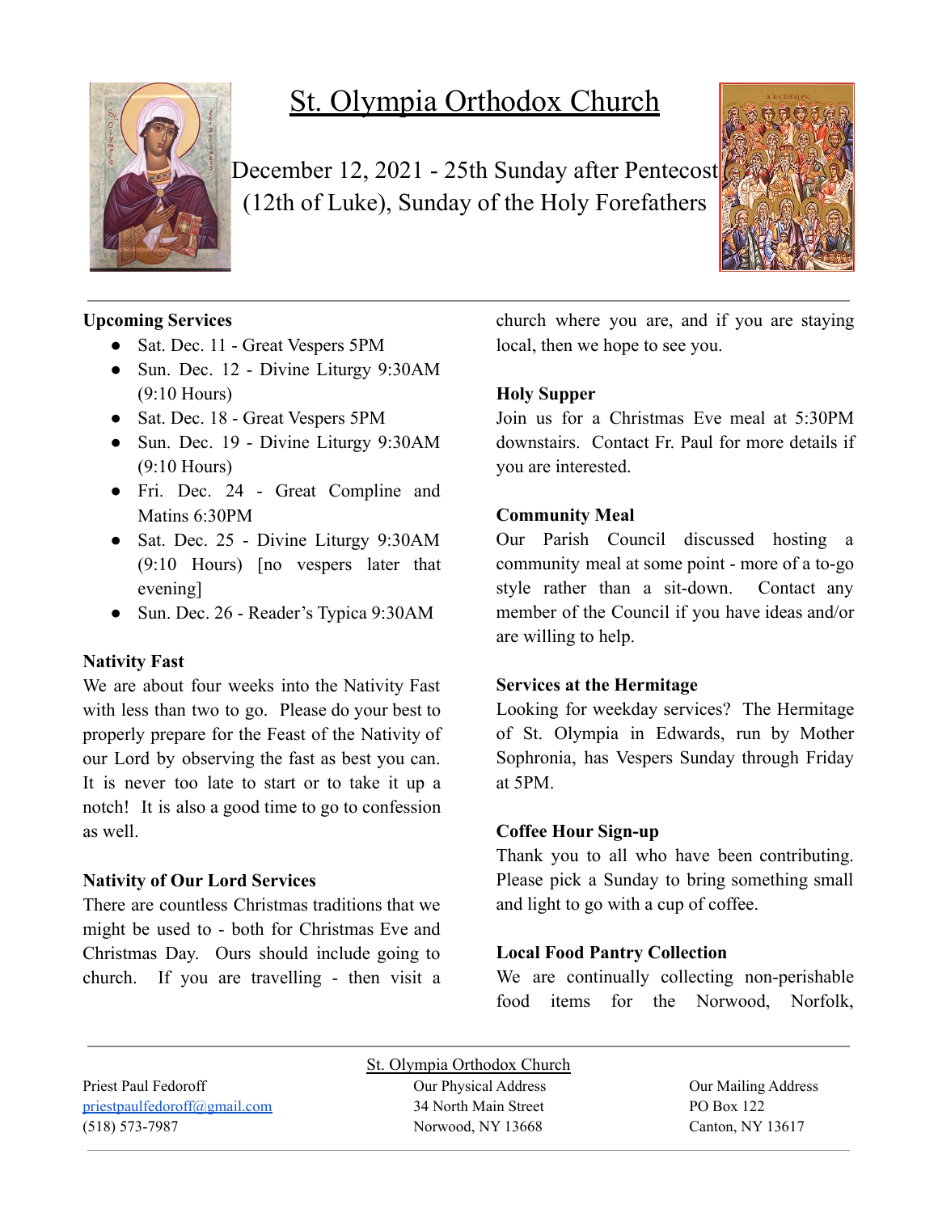# St. Olympia Orthodox Church

December 12, 2021 - 25th Sunday after Pentecost (12th of Luke), Sunday of the Holy Forefathers

**Upcoming Services**

- Sat. Dec. 11 - Great Vespers 5PM
- Sun. Dec. 12 - Divine Liturgy 9:30AM (9:10 Hours)
- Sat. Dec. 18 - Great Vespers 5PM
- Sun. Dec. 19 - Divine Liturgy 9:30AM (9:10 Hours)
- Fri. Dec. 24 - Great Compline and Matins 6:30PM
- Sat. Dec. 25 - Divine Liturgy 9:30AM (9:10 Hours) [no vespers later that evening]
- Sun. Dec. 26 - Reader's Typica 9:30AM

**Nativity Fast**

We are about four weeks into the Nativity Fast with less than two to go. Please do your best to properly prepare for the Feast of the Nativity of our Lord by observing the fast as best you can. It is never too late to start or to take it up a notch! It is also a good time to go to confession as well.

**Nativity of Our Lord Services**

There are countless Christmas traditions that we might be used to - both for Christmas Eve and Christmas Day. Ours should include going to church. If you are travelling - then visit a church where you are, and if you are staying local, then we hope to see you.

**Holy Supper**

Join us for a Christmas Eve meal at 5:30PM downstairs. Contact Fr. Paul for more details if you are interested.

**Community Meal**

Our Parish Council discussed hosting a community meal at some point - more of a to-go style rather than a sit-down. Contact any member of the Council if you have ideas and/or are willing to help.

**Services at the Hermitage**

Looking for weekday services? The Hermitage of St. Olympia in Edwards, run by Mother Sophronia, has Vespers Sunday through Friday at 5PM.

**Coffee Hour Sign-up**

Thank you to all who have been contributing. Please pick a Sunday to bring something small and light to go with a cup of coffee.

**Local Food Pantry Collection**

We are continually collecting non-perishable food items for the Norwood, Norfolk,

St. Olympia Orthodox Church

Priest Paul Fedoroff
priestpaulfedoroff@gmail.com
(518) 573-7987

Our Physical Address
34 North Main Street
Norwood, NY 13668

Our Mailing Address
PO Box 122
Canton, NY 13617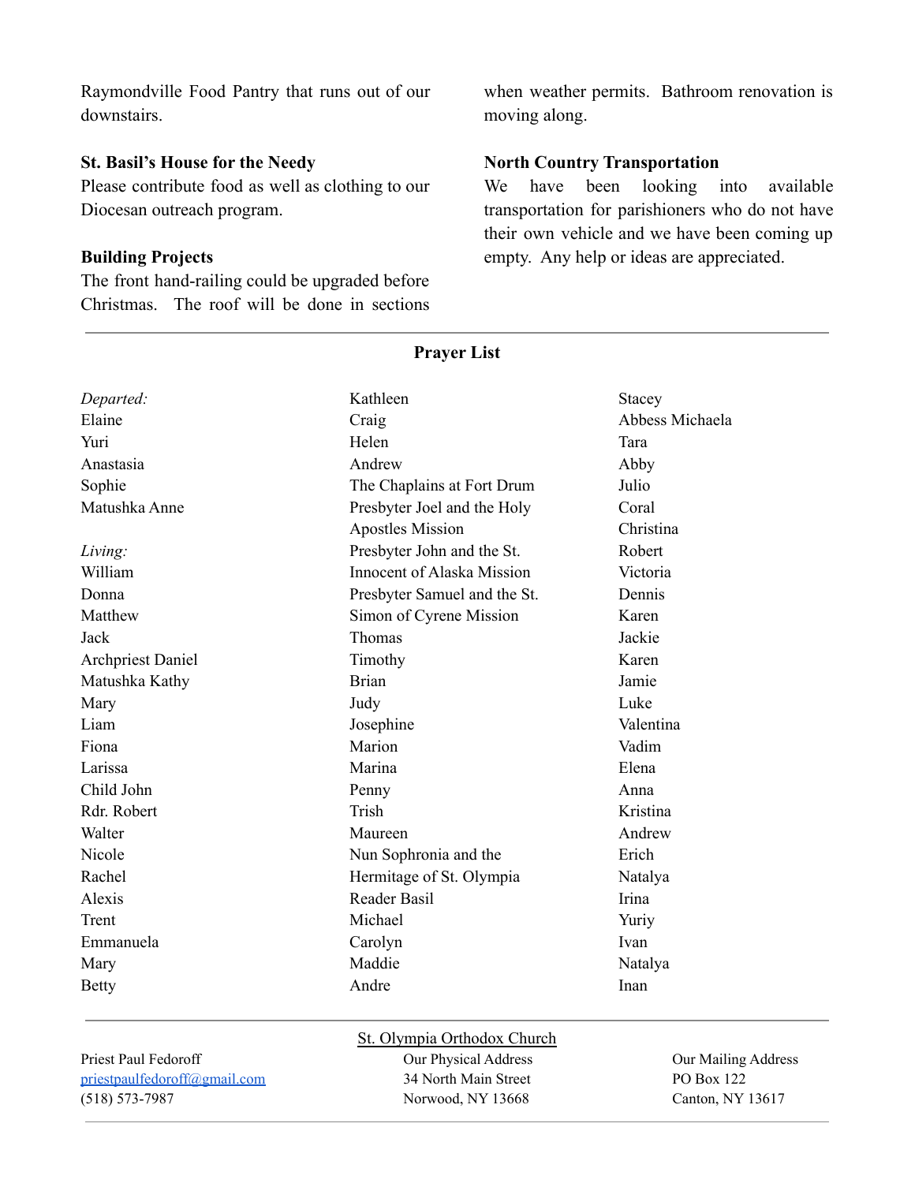Raymondville Food Pantry that runs out of our downstairs.

**St. Basil's House for the Needy**
Please contribute food as well as clothing to our Diocesan outreach program.

**Building Projects**
The front hand-railing could be upgraded before Christmas. The roof will be done in sections when weather permits. Bathroom renovation is moving along.

**North Country Transportation**
We have been looking into available transportation for parishioners who do not have their own vehicle and we have been coming up empty. Any help or ideas are appreciated.

---

**Prayer List**

*Departed:*
Elaine
Yuri
Anastasia
Sophie
Matushka Anne

*Living:*
William
Donna
Matthew
Jack
Archpriest Daniel
Matushka Kathy
Mary
Liam
Fiona
Larissa
Child John
Rdr. Robert
Walter
Nicole
Rachel
Alexis
Trent
Emmanuela
Mary
Betty
Kathleen
Craig
Helen
Andrew
The Chaplains at Fort Drum
Presbyter Joel and the Holy Apostles Mission
Presbyter John and the St. Innocent of Alaska Mission
Presbyter Samuel and the St. Simon of Cyrene Mission
Thomas
Timothy
Brian
Judy
Josephine
Marion
Marina
Penny
Trish
Maureen
Nun Sophronia and the Hermitage of St. Olympia
Reader Basil
Michael
Carolyn
Maddie
Andre
Stacey
Abbess Michaela
Tara
Abby
Julio
Coral
Christina
Robert
Victoria
Dennis
Karen
Jackie
Karen
Jamie
Luke
Valentina
Vadim
Elena
Anna
Kristina
Andrew
Erich
Natalya
Irina
Yuriy
Ivan
Natalya
Inan

---

St. Olympia Orthodox Church

Priest Paul Fedoroff
priestpaulfedoroff@gmail.com
(518) 573-7987

Our Physical Address
34 North Main Street
Norwood, NY 13668

Our Mailing Address
PO Box 122
Canton, NY 13617